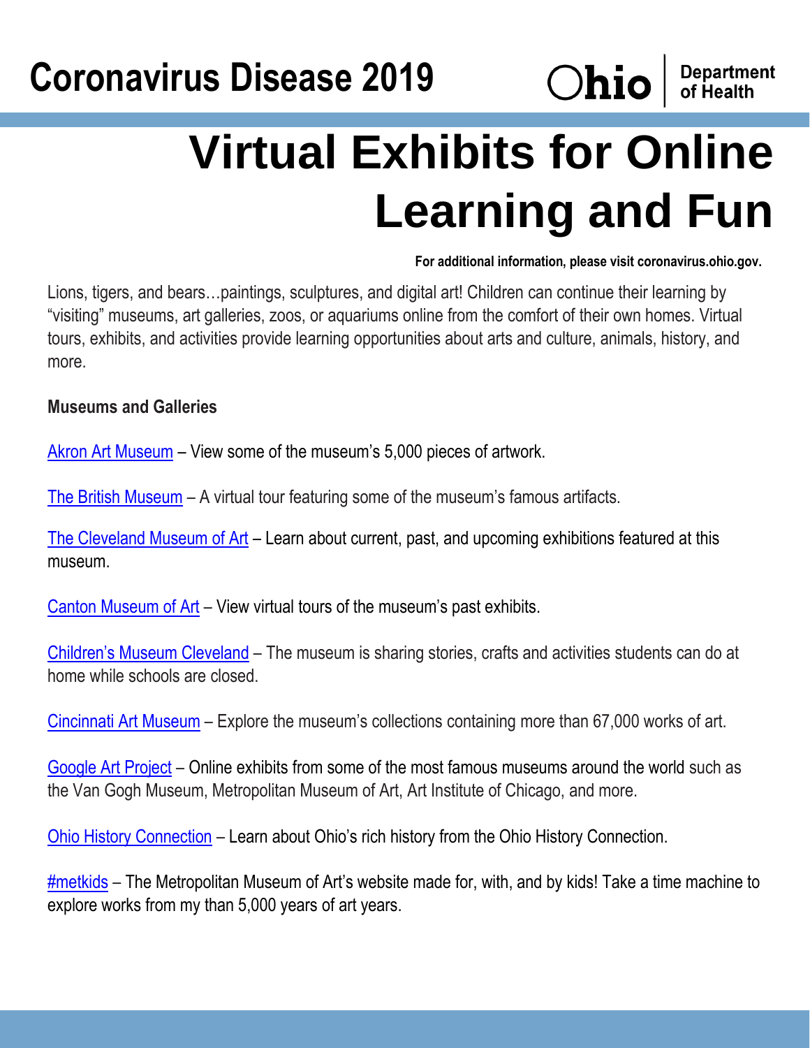# Coronavirus Disease 2019

Ohio | Department of Health

# Virtual Exhibits for Online Learning and Fun

**For additional information, please visit coronavirus.ohio.gov.**

Lions, tigers, and bears…paintings, sculptures, and digital art! Children can continue their learning by "visiting" museums, art galleries, zoos, or aquariums online from the comfort of their own homes. Virtual tours, exhibits, and activities provide learning opportunities about arts and culture, animals, history, and more.

**Museums and Galleries**

Akron Art Museum – View some of the museum's 5,000 pieces of artwork.

The British Museum – A virtual tour featuring some of the museum's famous artifacts.

The Cleveland Museum of Art – Learn about current, past, and upcoming exhibitions featured at this museum.

Canton Museum of Art – View virtual tours of the museum's past exhibits.

Children's Museum Cleveland – The museum is sharing stories, crafts and activities students can do at home while schools are closed.

Cincinnati Art Museum – Explore the museum's collections containing more than 67,000 works of art.

Google Art Project – Online exhibits from some of the most famous museums around the world such as the Van Gogh Museum, Metropolitan Museum of Art, Art Institute of Chicago, and more.

Ohio History Connection – Learn about Ohio's rich history from the Ohio History Connection.

#metkids – The Metropolitan Museum of Art's website made for, with, and by kids! Take a time machine to explore works from my than 5,000 years of art years.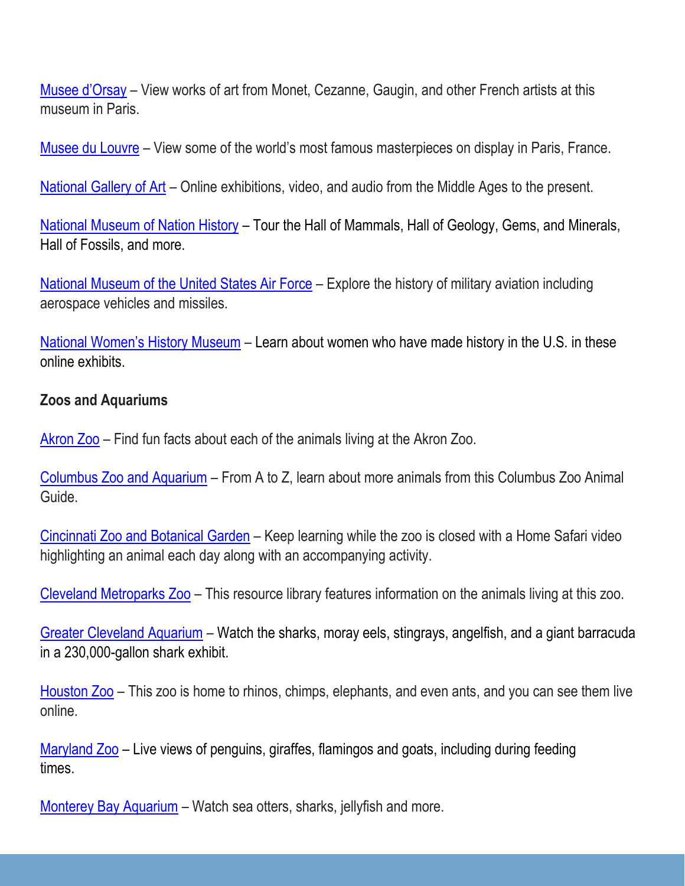Musee d'Orsay – View works of art from Monet, Cezanne, Gaugin, and other French artists at this museum in Paris.

Musee du Louvre – View some of the world's most famous masterpieces on display in Paris, France.

National Gallery of Art – Online exhibitions, video, and audio from the Middle Ages to the present.

National Museum of Nation History – Tour the Hall of Mammals, Hall of Geology, Gems, and Minerals, Hall of Fossils, and more.

National Museum of the United States Air Force – Explore the history of military aviation including aerospace vehicles and missiles.

National Women's History Museum – Learn about women who have made history in the U.S. in these online exhibits.

**Zoos and Aquariums**

Akron Zoo – Find fun facts about each of the animals living at the Akron Zoo.

Columbus Zoo and Aquarium – From A to Z, learn about more animals from this Columbus Zoo Animal Guide.

Cincinnati Zoo and Botanical Garden – Keep learning while the zoo is closed with a Home Safari video highlighting an animal each day along with an accompanying activity.

Cleveland Metroparks Zoo – This resource library features information on the animals living at this zoo.

Greater Cleveland Aquarium – Watch the sharks, moray eels, stingrays, angelfish, and a giant barracuda in a 230,000-gallon shark exhibit.

Houston Zoo – This zoo is home to rhinos, chimps, elephants, and even ants, and you can see them live online.

Maryland Zoo – Live views of penguins, giraffes, flamingos and goats, including during feeding times.

Monterey Bay Aquarium – Watch sea otters, sharks, jellyfish and more.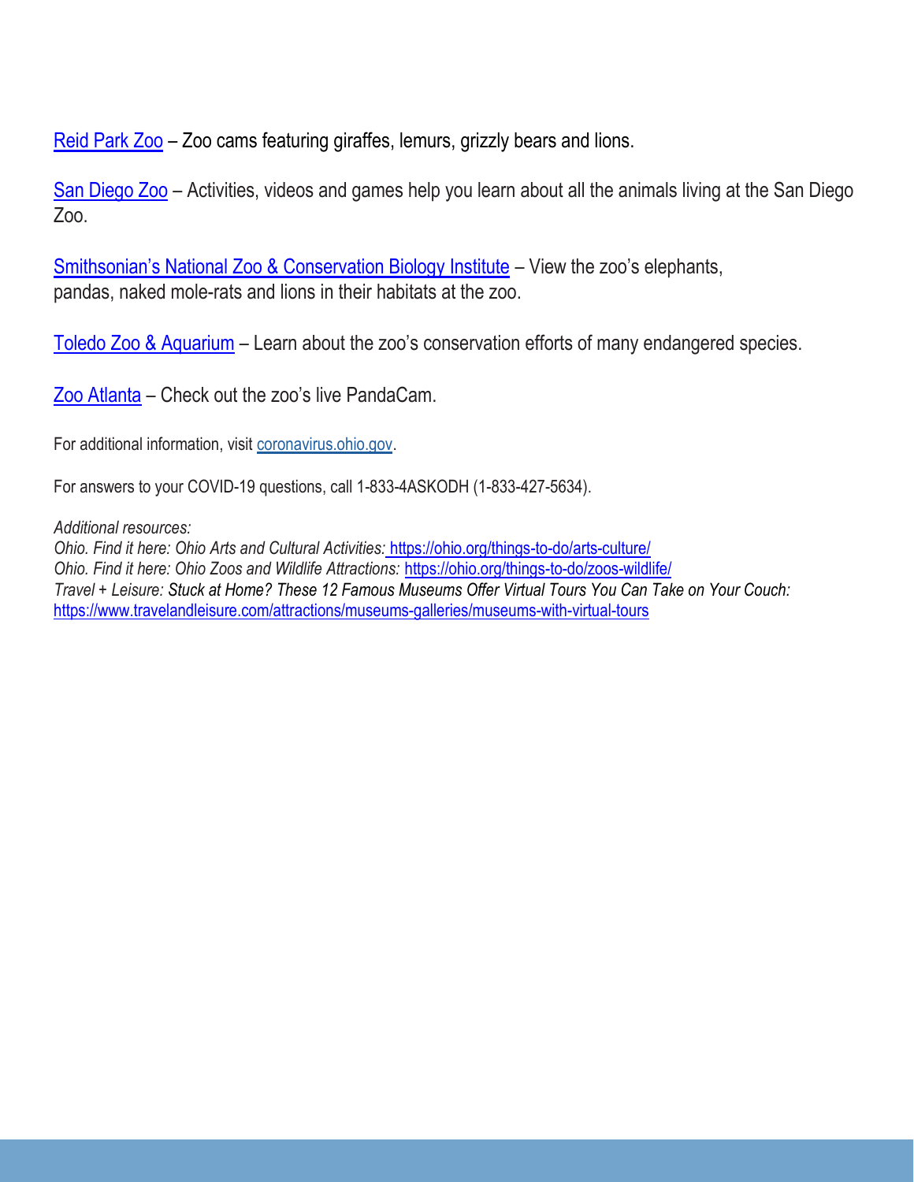Reid Park Zoo – Zoo cams featuring giraffes, lemurs, grizzly bears and lions.

San Diego Zoo – Activities, videos and games help you learn about all the animals living at the San Diego Zoo.

Smithsonian's National Zoo & Conservation Biology Institute – View the zoo's elephants, pandas, naked mole-rats and lions in their habitats at the zoo.

Toledo Zoo & Aquarium – Learn about the zoo's conservation efforts of many endangered species.

Zoo Atlanta – Check out the zoo's live PandaCam.

For additional information, visit coronavirus.ohio.gov.

For answers to your COVID-19 questions, call 1-833-4ASKODH (1-833-427-5634).

*Additional resources:*  
*Ohio. Find it here: Ohio Arts and Cultural Activities:* https://ohio.org/things-to-do/arts-culture/  
*Ohio. Find it here: Ohio Zoos and Wildlife Attractions:* https://ohio.org/things-to-do/zoos-wildlife/  
*Travel + Leisure: Stuck at Home? These 12 Famous Museums Offer Virtual Tours You Can Take on Your Couch:* https://www.travelandleisure.com/attractions/museums-galleries/museums-with-virtual-tours